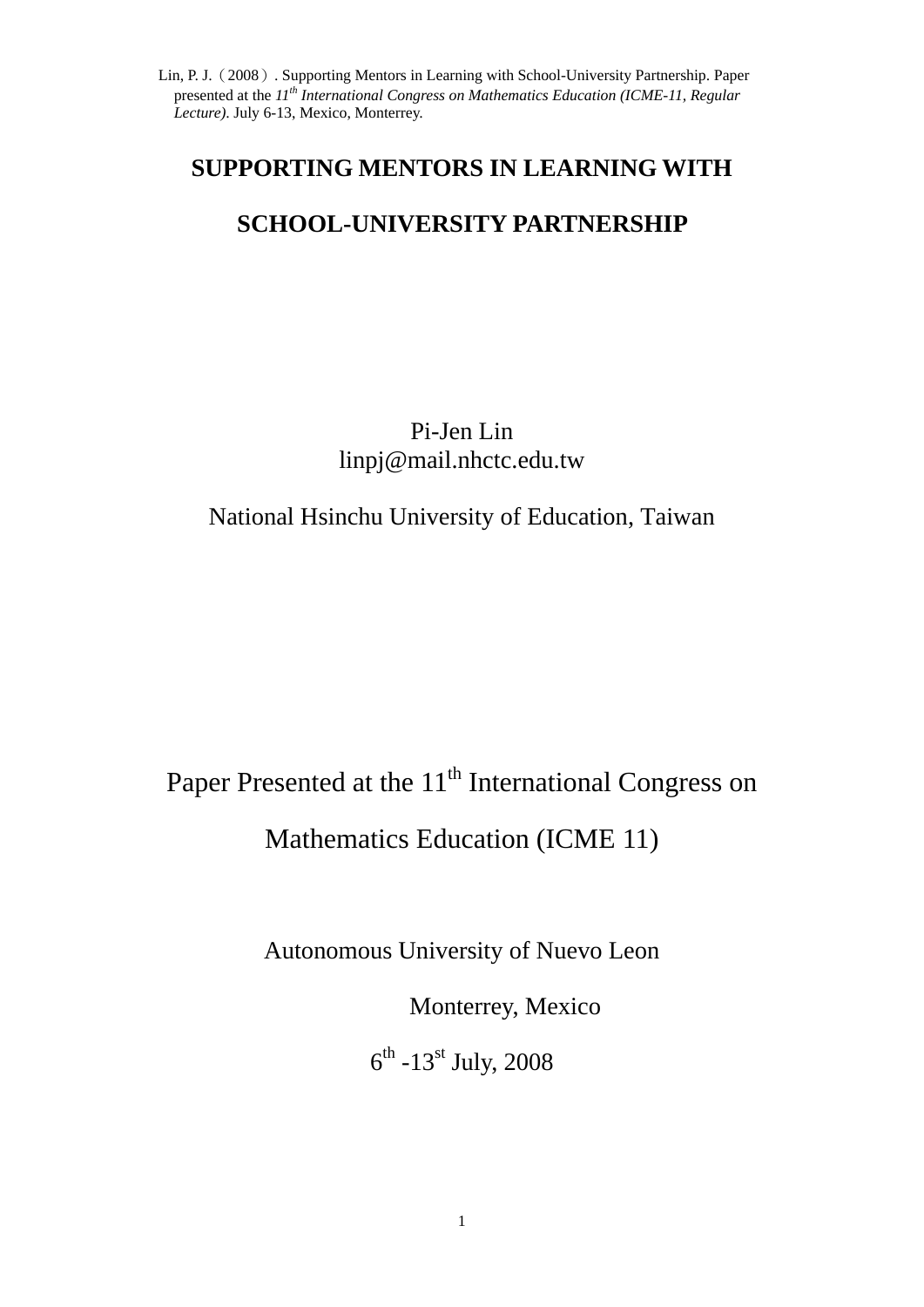Lin, P. J.（2008）. Supporting Mentors in Learning with School-University Partnership. Paper presented at the *11th International Congress on Mathematics Education (ICME-11, Regular Lecture)*. July 6-13, Mexico, Monterrey.

# SUPPORTING MENTORS IN LEARNING WITH SCHOOL-UNIVERSITY PARTNERSHIP

Pi-Jen Lin
linpj@mail.nhctc.edu.tw

National Hsinchu University of Education, Taiwan

Paper Presented at the 11th International Congress on Mathematics Education (ICME 11)

Autonomous University of Nuevo Leon

Monterrey, Mexico

6th -13st July, 2008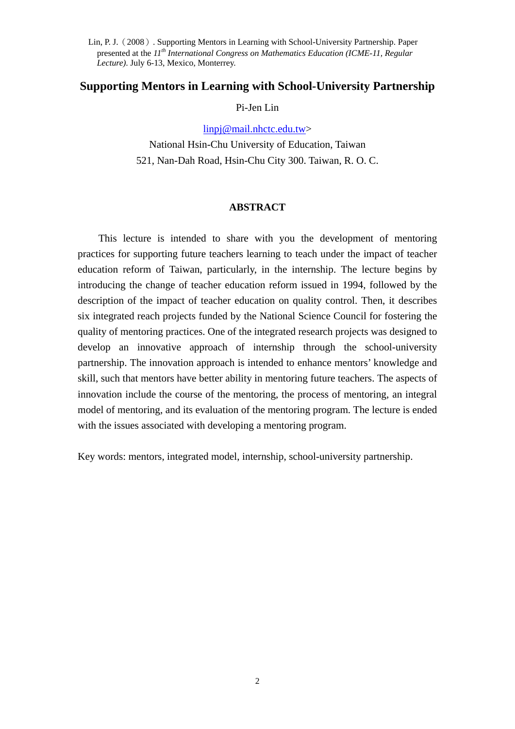Lin, P. J.（2008）. Supporting Mentors in Learning with School-University Partnership. Paper presented at the $11^{th}$ *International Congress on Mathematics Education (ICME-11, Regular Lecture)*. July 6-13, Mexico, Monterrey.

# Supporting Mentors in Learning with School-University Partnership

Pi-Jen Lin

linpj@mail.nhctc.edu.tw>

National Hsin-Chu University of Education, Taiwan

521, Nan-Dah Road, Hsin-Chu City 300. Taiwan, R. O. C.

## ABSTRACT

This lecture is intended to share with you the development of mentoring practices for supporting future teachers learning to teach under the impact of teacher education reform of Taiwan, particularly, in the internship. The lecture begins by introducing the change of teacher education reform issued in 1994, followed by the description of the impact of teacher education on quality control. Then, it describes six integrated reach projects funded by the National Science Council for fostering the quality of mentoring practices. One of the integrated research projects was designed to develop an innovative approach of internship through the school-university partnership. The innovation approach is intended to enhance mentors' knowledge and skill, such that mentors have better ability in mentoring future teachers. The aspects of innovation include the course of the mentoring, the process of mentoring, an integral model of mentoring, and its evaluation of the mentoring program. The lecture is ended with the issues associated with developing a mentoring program.

Key words: mentors, integrated model, internship, school-university partnership.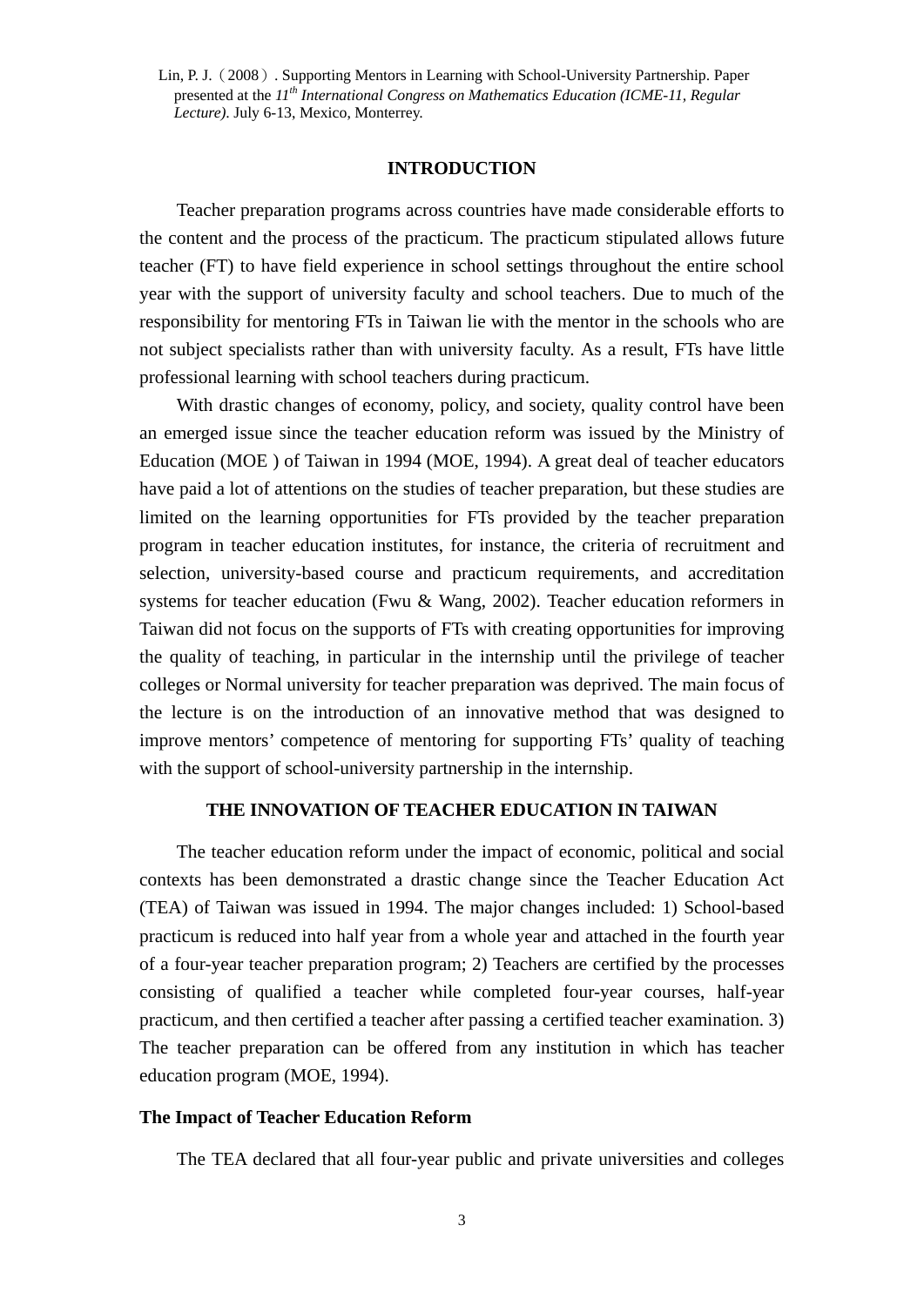## INTRODUCTION

Teacher preparation programs across countries have made considerable efforts to the content and the process of the practicum. The practicum stipulated allows future teacher (FT) to have field experience in school settings throughout the entire school year with the support of university faculty and school teachers. Due to much of the responsibility for mentoring FTs in Taiwan lie with the mentor in the schools who are not subject specialists rather than with university faculty. As a result, FTs have little professional learning with school teachers during practicum.

With drastic changes of economy, policy, and society, quality control have been an emerged issue since the teacher education reform was issued by the Ministry of Education (MOE ) of Taiwan in 1994 (MOE, 1994). A great deal of teacher educators have paid a lot of attentions on the studies of teacher preparation, but these studies are limited on the learning opportunities for FTs provided by the teacher preparation program in teacher education institutes, for instance, the criteria of recruitment and selection, university-based course and practicum requirements, and accreditation systems for teacher education (Fwu & Wang, 2002). Teacher education reformers in Taiwan did not focus on the supports of FTs with creating opportunities for improving the quality of teaching, in particular in the internship until the privilege of teacher colleges or Normal university for teacher preparation was deprived. The main focus of the lecture is on the introduction of an innovative method that was designed to improve mentors' competence of mentoring for supporting FTs' quality of teaching with the support of school-university partnership in the internship.

## THE INNOVATION OF TEACHER EDUCATION IN TAIWAN

The teacher education reform under the impact of economic, political and social contexts has been demonstrated a drastic change since the Teacher Education Act (TEA) of Taiwan was issued in 1994. The major changes included: 1) School-based practicum is reduced into half year from a whole year and attached in the fourth year of a four-year teacher preparation program; 2) Teachers are certified by the processes consisting of qualified a teacher while completed four-year courses, half-year practicum, and then certified a teacher after passing a certified teacher examination. 3) The teacher preparation can be offered from any institution in which has teacher education program (MOE, 1994).

### The Impact of Teacher Education Reform

The TEA declared that all four-year public and private universities and colleges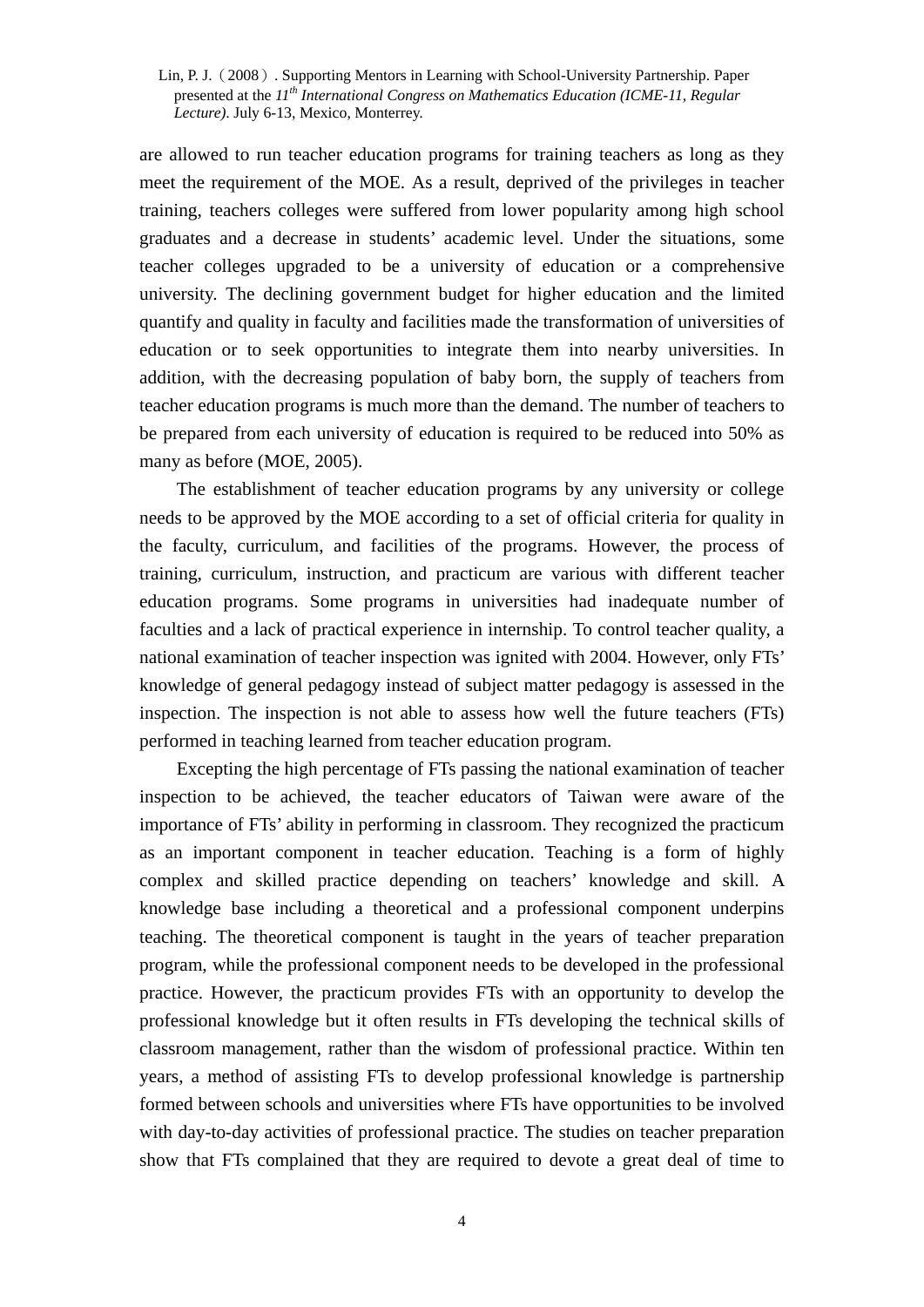are allowed to run teacher education programs for training teachers as long as they meet the requirement of the MOE. As a result, deprived of the privileges in teacher training, teachers colleges were suffered from lower popularity among high school graduates and a decrease in students' academic level. Under the situations, some teacher colleges upgraded to be a university of education or a comprehensive university. The declining government budget for higher education and the limited quantify and quality in faculty and facilities made the transformation of universities of education or to seek opportunities to integrate them into nearby universities. In addition, with the decreasing population of baby born, the supply of teachers from teacher education programs is much more than the demand. The number of teachers to be prepared from each university of education is required to be reduced into 50% as many as before (MOE, 2005).

The establishment of teacher education programs by any university or college needs to be approved by the MOE according to a set of official criteria for quality in the faculty, curriculum, and facilities of the programs. However, the process of training, curriculum, instruction, and practicum are various with different teacher education programs. Some programs in universities had inadequate number of faculties and a lack of practical experience in internship. To control teacher quality, a national examination of teacher inspection was ignited with 2004. However, only FTs' knowledge of general pedagogy instead of subject matter pedagogy is assessed in the inspection. The inspection is not able to assess how well the future teachers (FTs) performed in teaching learned from teacher education program.

Excepting the high percentage of FTs passing the national examination of teacher inspection to be achieved, the teacher educators of Taiwan were aware of the importance of FTs' ability in performing in classroom. They recognized the practicum as an important component in teacher education. Teaching is a form of highly complex and skilled practice depending on teachers' knowledge and skill. A knowledge base including a theoretical and a professional component underpins teaching. The theoretical component is taught in the years of teacher preparation program, while the professional component needs to be developed in the professional practice. However, the practicum provides FTs with an opportunity to develop the professional knowledge but it often results in FTs developing the technical skills of classroom management, rather than the wisdom of professional practice. Within ten years, a method of assisting FTs to develop professional knowledge is partnership formed between schools and universities where FTs have opportunities to be involved with day-to-day activities of professional practice. The studies on teacher preparation show that FTs complained that they are required to devote a great deal of time to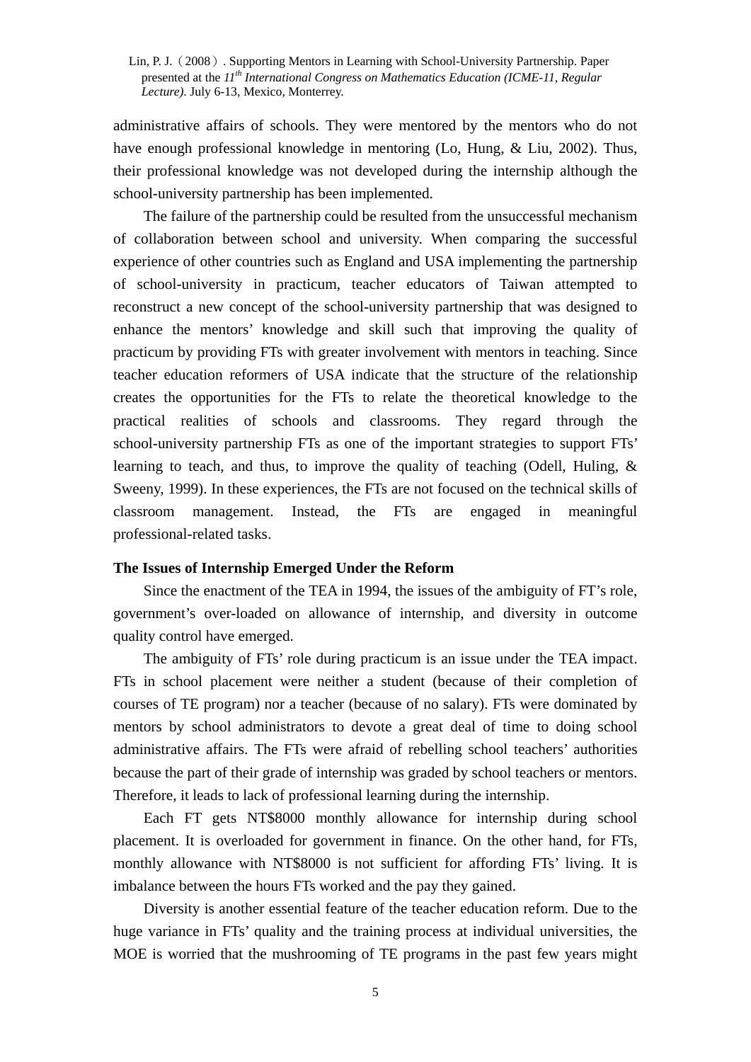administrative affairs of schools. They were mentored by the mentors who do not have enough professional knowledge in mentoring (Lo, Hung, & Liu, 2002). Thus, their professional knowledge was not developed during the internship although the school-university partnership has been implemented.

The failure of the partnership could be resulted from the unsuccessful mechanism of collaboration between school and university. When comparing the successful experience of other countries such as England and USA implementing the partnership of school-university in practicum, teacher educators of Taiwan attempted to reconstruct a new concept of the school-university partnership that was designed to enhance the mentors' knowledge and skill such that improving the quality of practicum by providing FTs with greater involvement with mentors in teaching. Since teacher education reformers of USA indicate that the structure of the relationship creates the opportunities for the FTs to relate the theoretical knowledge to the practical realities of schools and classrooms. They regard through the school-university partnership FTs as one of the important strategies to support FTs' learning to teach, and thus, to improve the quality of teaching (Odell, Huling, & Sweeny, 1999). In these experiences, the FTs are not focused on the technical skills of classroom management. Instead, the FTs are engaged in meaningful professional-related tasks.

**The Issues of Internship Emerged Under the Reform**

Since the enactment of the TEA in 1994, the issues of the ambiguity of FT's role, government's over-loaded on allowance of internship, and diversity in outcome quality control have emerged.

The ambiguity of FTs' role during practicum is an issue under the TEA impact. FTs in school placement were neither a student (because of their completion of courses of TE program) nor a teacher (because of no salary). FTs were dominated by mentors by school administrators to devote a great deal of time to doing school administrative affairs. The FTs were afraid of rebelling school teachers' authorities because the part of their grade of internship was graded by school teachers or mentors. Therefore, it leads to lack of professional learning during the internship.

Each FT gets NT$8000 monthly allowance for internship during school placement. It is overloaded for government in finance. On the other hand, for FTs, monthly allowance with NT$8000 is not sufficient for affording FTs' living. It is imbalance between the hours FTs worked and the pay they gained.

Diversity is another essential feature of the teacher education reform. Due to the huge variance in FTs' quality and the training process at individual universities, the MOE is worried that the mushrooming of TE programs in the past few years might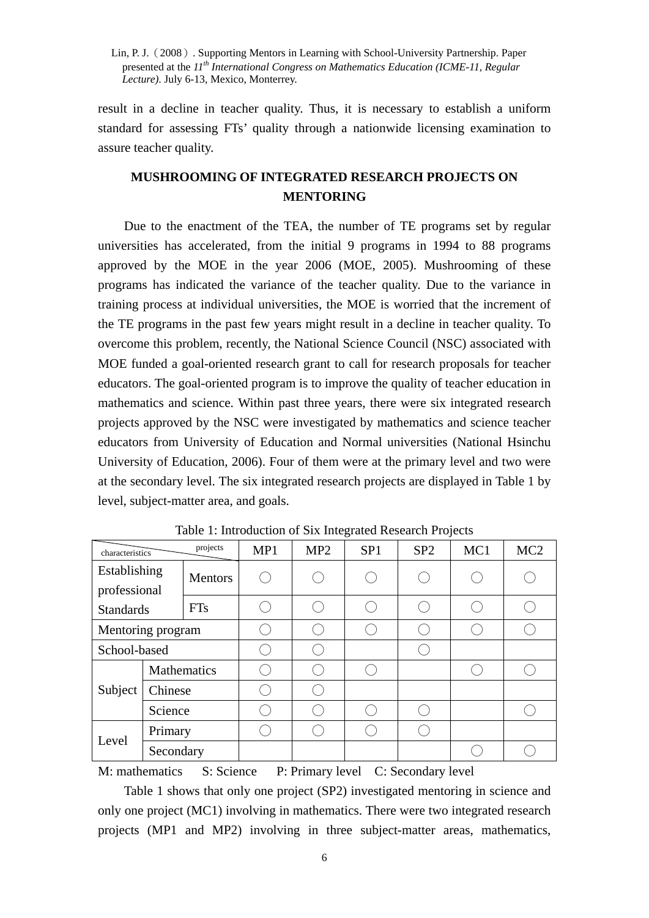result in a decline in teacher quality. Thus, it is necessary to establish a uniform standard for assessing FTs' quality through a nationwide licensing examination to assure teacher quality.

## MUSHROOMING OF INTEGRATED RESEARCH PROJECTS ON MENTORING

Due to the enactment of the TEA, the number of TE programs set by regular universities has accelerated, from the initial 9 programs in 1994 to 88 programs approved by the MOE in the year 2006 (MOE, 2005). Mushrooming of these programs has indicated the variance of the teacher quality. Due to the variance in training process at individual universities, the MOE is worried that the increment of the TE programs in the past few years might result in a decline in teacher quality. To overcome this problem, recently, the National Science Council (NSC) associated with MOE funded a goal-oriented research grant to call for research proposals for teacher educators. The goal-oriented program is to improve the quality of teacher education in mathematics and science. Within past three years, there were six integrated research projects approved by the NSC were investigated by mathematics and science teacher educators from University of Education and Normal universities (National Hsinchu University of Education, 2006). Four of them were at the primary level and two were at the secondary level. The six integrated research projects are displayed in Table 1 by level, subject-matter area, and goals.

Table 1: Introduction of Six Integrated Research Projects

| characteristics \ projects | | MP1 | MP2 | SP1 | SP2 | MC1 | MC2 |
|---|---|---|---|---|---|---|---|
| Establishing professional Standards | Mentors | ○ | ○ | ○ | ○ | ○ | ○ |
| | FTs | ○ | ○ | ○ | ○ | ○ | ○ |
| Mentoring program | | ○ | ○ | ○ | ○ | ○ | ○ |
| School-based | | ○ | ○ | | ○ | | |
| Subject | Mathematics | ○ | ○ | ○ | | ○ | ○ |
| | Chinese | ○ | ○ | | | | |
| | Science | ○ | ○ | ○ | ○ | | ○ |
| Level | Primary | ○ | ○ | ○ | ○ | | |
| | Secondary | | | | | ○ | ○ |

M: mathematics S: Science P: Primary level C: Secondary level

Table 1 shows that only one project (SP2) investigated mentoring in science and only one project (MC1) involving in mathematics. There were two integrated research projects (MP1 and MP2) involving in three subject-matter areas, mathematics,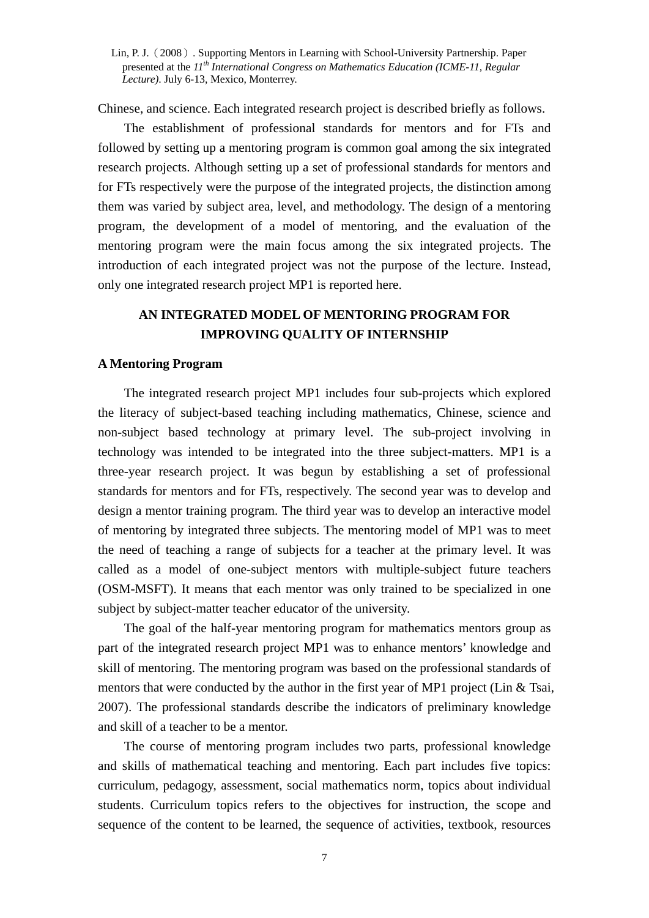Chinese, and science. Each integrated research project is described briefly as follows.

The establishment of professional standards for mentors and for FTs and followed by setting up a mentoring program is common goal among the six integrated research projects. Although setting up a set of professional standards for mentors and for FTs respectively were the purpose of the integrated projects, the distinction among them was varied by subject area, level, and methodology. The design of a mentoring program, the development of a model of mentoring, and the evaluation of the mentoring program were the main focus among the six integrated projects. The introduction of each integrated project was not the purpose of the lecture. Instead, only one integrated research project MP1 is reported here.

## AN INTEGRATED MODEL OF MENTORING PROGRAM FOR IMPROVING QUALITY OF INTERNSHIP

### A Mentoring Program

The integrated research project MP1 includes four sub-projects which explored the literacy of subject-based teaching including mathematics, Chinese, science and non-subject based technology at primary level. The sub-project involving in technology was intended to be integrated into the three subject-matters. MP1 is a three-year research project. It was begun by establishing a set of professional standards for mentors and for FTs, respectively. The second year was to develop and design a mentor training program. The third year was to develop an interactive model of mentoring by integrated three subjects. The mentoring model of MP1 was to meet the need of teaching a range of subjects for a teacher at the primary level. It was called as a model of one-subject mentors with multiple-subject future teachers (OSM-MSFT). It means that each mentor was only trained to be specialized in one subject by subject-matter teacher educator of the university.

The goal of the half-year mentoring program for mathematics mentors group as part of the integrated research project MP1 was to enhance mentors' knowledge and skill of mentoring. The mentoring program was based on the professional standards of mentors that were conducted by the author in the first year of MP1 project (Lin & Tsai, 2007). The professional standards describe the indicators of preliminary knowledge and skill of a teacher to be a mentor.

The course of mentoring program includes two parts, professional knowledge and skills of mathematical teaching and mentoring. Each part includes five topics: curriculum, pedagogy, assessment, social mathematics norm, topics about individual students. Curriculum topics refers to the objectives for instruction, the scope and sequence of the content to be learned, the sequence of activities, textbook, resources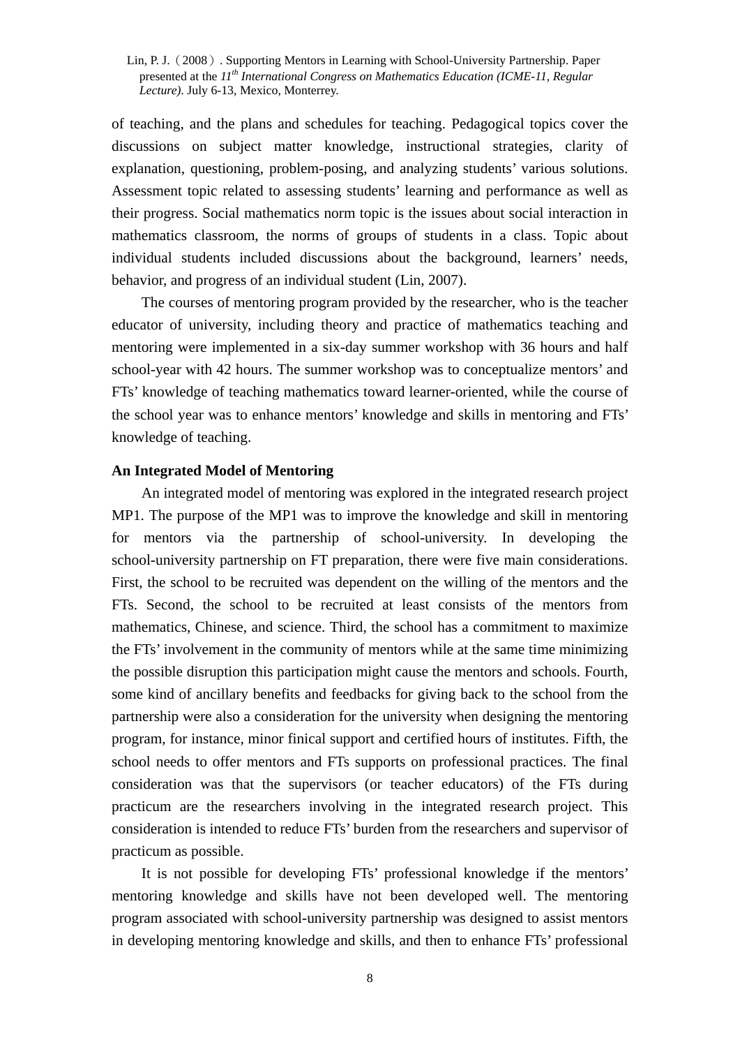of teaching, and the plans and schedules for teaching. Pedagogical topics cover the discussions on subject matter knowledge, instructional strategies, clarity of explanation, questioning, problem-posing, and analyzing students' various solutions. Assessment topic related to assessing students' learning and performance as well as their progress. Social mathematics norm topic is the issues about social interaction in mathematics classroom, the norms of groups of students in a class. Topic about individual students included discussions about the background, learners' needs, behavior, and progress of an individual student (Lin, 2007).

The courses of mentoring program provided by the researcher, who is the teacher educator of university, including theory and practice of mathematics teaching and mentoring were implemented in a six-day summer workshop with 36 hours and half school-year with 42 hours. The summer workshop was to conceptualize mentors' and FTs' knowledge of teaching mathematics toward learner-oriented, while the course of the school year was to enhance mentors' knowledge and skills in mentoring and FTs' knowledge of teaching.

**An Integrated Model of Mentoring**

An integrated model of mentoring was explored in the integrated research project MP1. The purpose of the MP1 was to improve the knowledge and skill in mentoring for mentors via the partnership of school-university. In developing the school-university partnership on FT preparation, there were five main considerations. First, the school to be recruited was dependent on the willing of the mentors and the FTs. Second, the school to be recruited at least consists of the mentors from mathematics, Chinese, and science. Third, the school has a commitment to maximize the FTs' involvement in the community of mentors while at the same time minimizing the possible disruption this participation might cause the mentors and schools. Fourth, some kind of ancillary benefits and feedbacks for giving back to the school from the partnership were also a consideration for the university when designing the mentoring program, for instance, minor finical support and certified hours of institutes. Fifth, the school needs to offer mentors and FTs supports on professional practices. The final consideration was that the supervisors (or teacher educators) of the FTs during practicum are the researchers involving in the integrated research project. This consideration is intended to reduce FTs' burden from the researchers and supervisor of practicum as possible.

It is not possible for developing FTs' professional knowledge if the mentors' mentoring knowledge and skills have not been developed well. The mentoring program associated with school-university partnership was designed to assist mentors in developing mentoring knowledge and skills, and then to enhance FTs' professional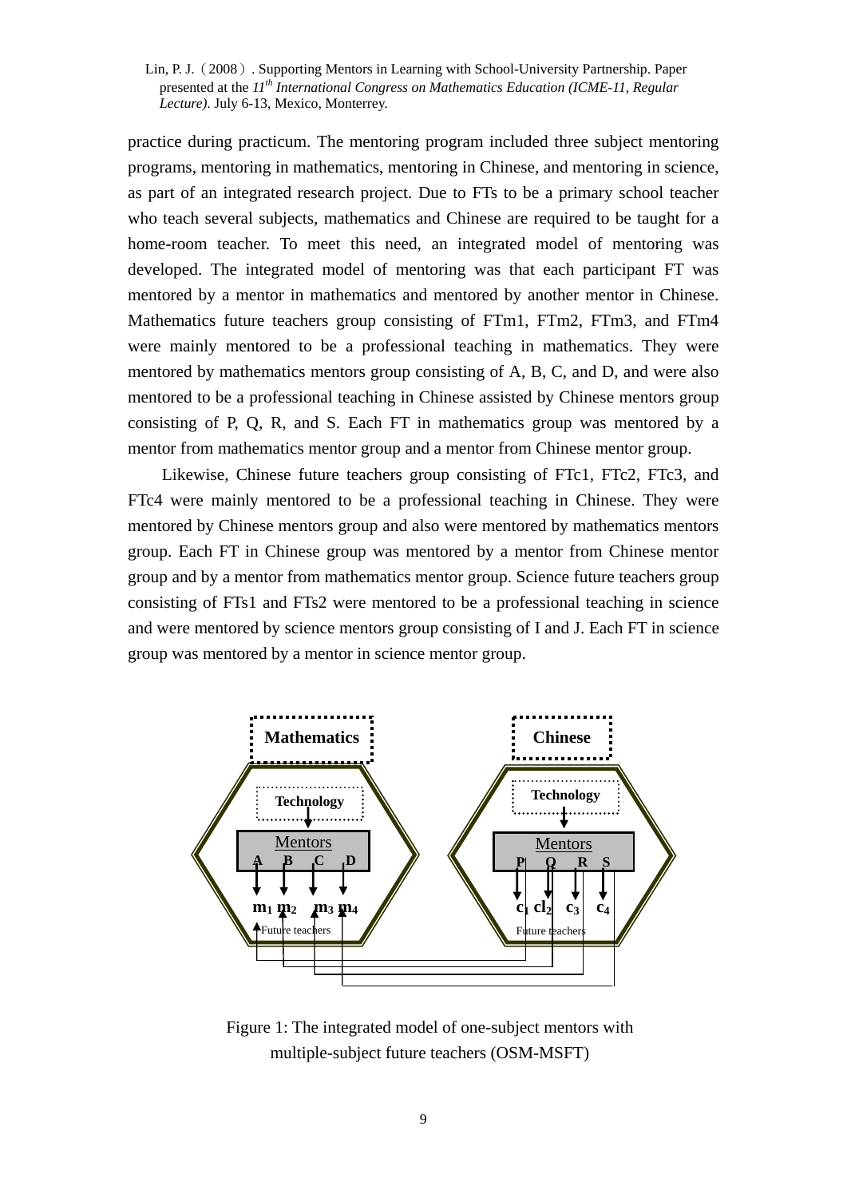practice during practicum. The mentoring program included three subject mentoring programs, mentoring in mathematics, mentoring in Chinese, and mentoring in science, as part of an integrated research project. Due to FTs to be a primary school teacher who teach several subjects, mathematics and Chinese are required to be taught for a home-room teacher. To meet this need, an integrated model of mentoring was developed. The integrated model of mentoring was that each participant FT was mentored by a mentor in mathematics and mentored by another mentor in Chinese. Mathematics future teachers group consisting of FTm1, FTm2, FTm3, and FTm4 were mainly mentored to be a professional teaching in mathematics. They were mentored by mathematics mentors group consisting of A, B, C, and D, and were also mentored to be a professional teaching in Chinese assisted by Chinese mentors group consisting of P, Q, R, and S. Each FT in mathematics group was mentored by a mentor from mathematics mentor group and a mentor from Chinese mentor group.

Likewise, Chinese future teachers group consisting of FTc1, FTc2, FTc3, and FTc4 were mainly mentored to be a professional teaching in Chinese. They were mentored by Chinese mentors group and also were mentored by mathematics mentors group. Each FT in Chinese group was mentored by a mentor from Chinese mentor group and by a mentor from mathematics mentor group. Science future teachers group consisting of FTs1 and FTs2 were mentored to be a professional teaching in science and were mentored by science mentors group consisting of I and J. Each FT in science group was mentored by a mentor in science mentor group.

Mathematics | Chinese

Technology | Technology

Mentors: A B C D | Mentors: P Q R S

$m_1$ $m_2$ $m_3$ $m_4$ Future teachers | $c_1$ $c_2$ $c_3$ $c_4$ Future teachers

Figure 1: The integrated model of one-subject mentors with multiple-subject future teachers (OSM-MSFT)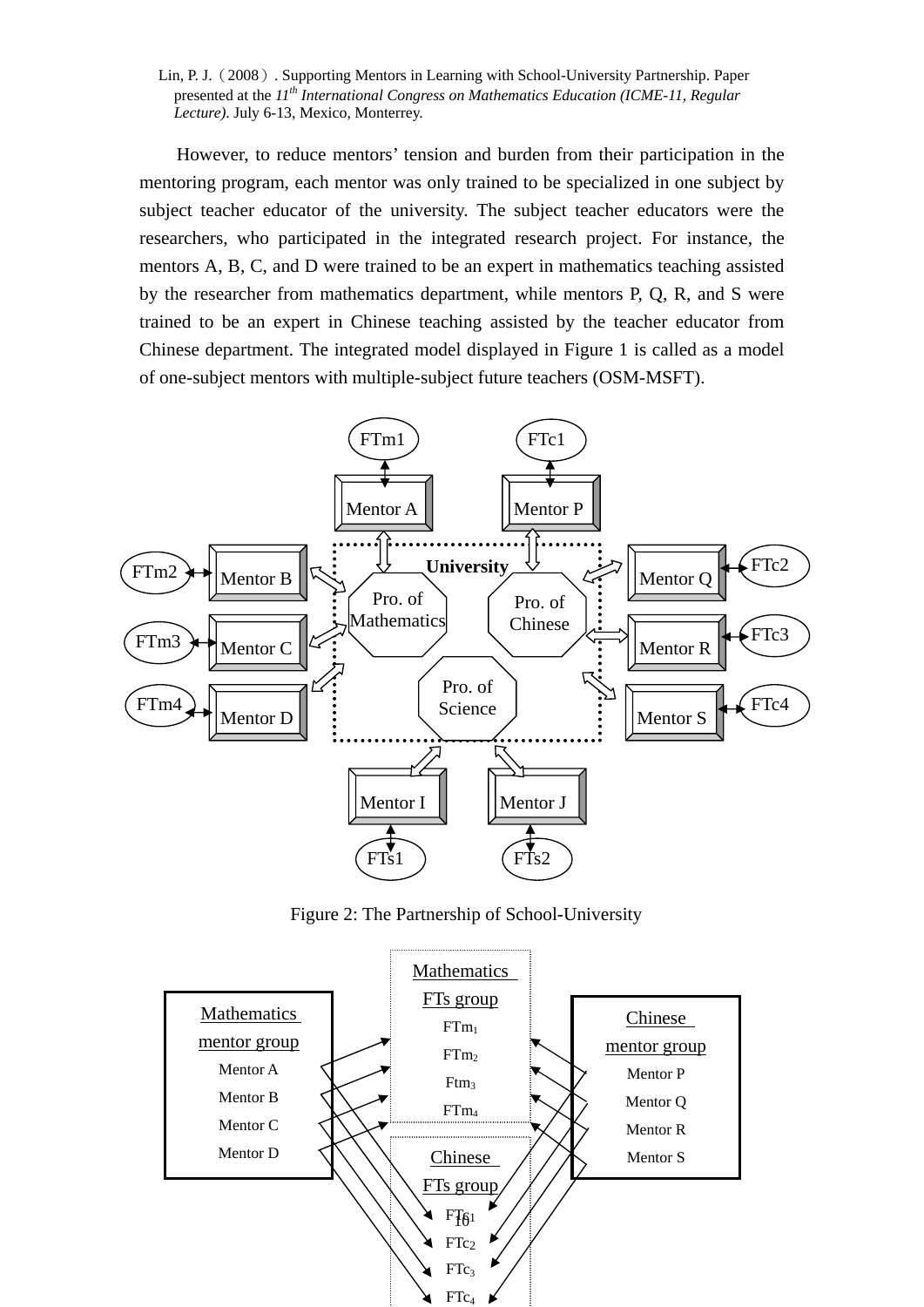However, to reduce mentors' tension and burden from their participation in the mentoring program, each mentor was only trained to be specialized in one subject by subject teacher educator of the university. The subject teacher educators were the researchers, who participated in the integrated research project. For instance, the mentors A, B, C, and D were trained to be an expert in mathematics teaching assisted by the researcher from mathematics department, while mentors P, Q, R, and S were trained to be an expert in Chinese teaching assisted by the teacher educator from Chinese department. The integrated model displayed in Figure 1 is called as a model of one-subject mentors with multiple-subject future teachers (OSM-MSFT).

FTm1 FTc1

Mentor A Mentor P

University

FTm2 Mentor B Pro. of Mathematics Pro. of Chinese Mentor Q FTc2

FTm3 Mentor C Mentor R FTc3

FTm4 Mentor D Pro. of Science Mentor S FTc4

Mentor I Mentor J

FTs1 FTs2

Figure 2: The Partnership of School-University

Mathematics mentor group: Mentor A, Mentor B, Mentor C, Mentor D

Mathematics FTs group: $FTm_1$, $FTm_2$, $Ftm_3$, $FTm_4$

Chinese mentor group: Mentor P, Mentor Q, Mentor R, Mentor S

Chinese FTs group: $FTc_1$, $FTc_2$, $FTc_3$, $FTc_4$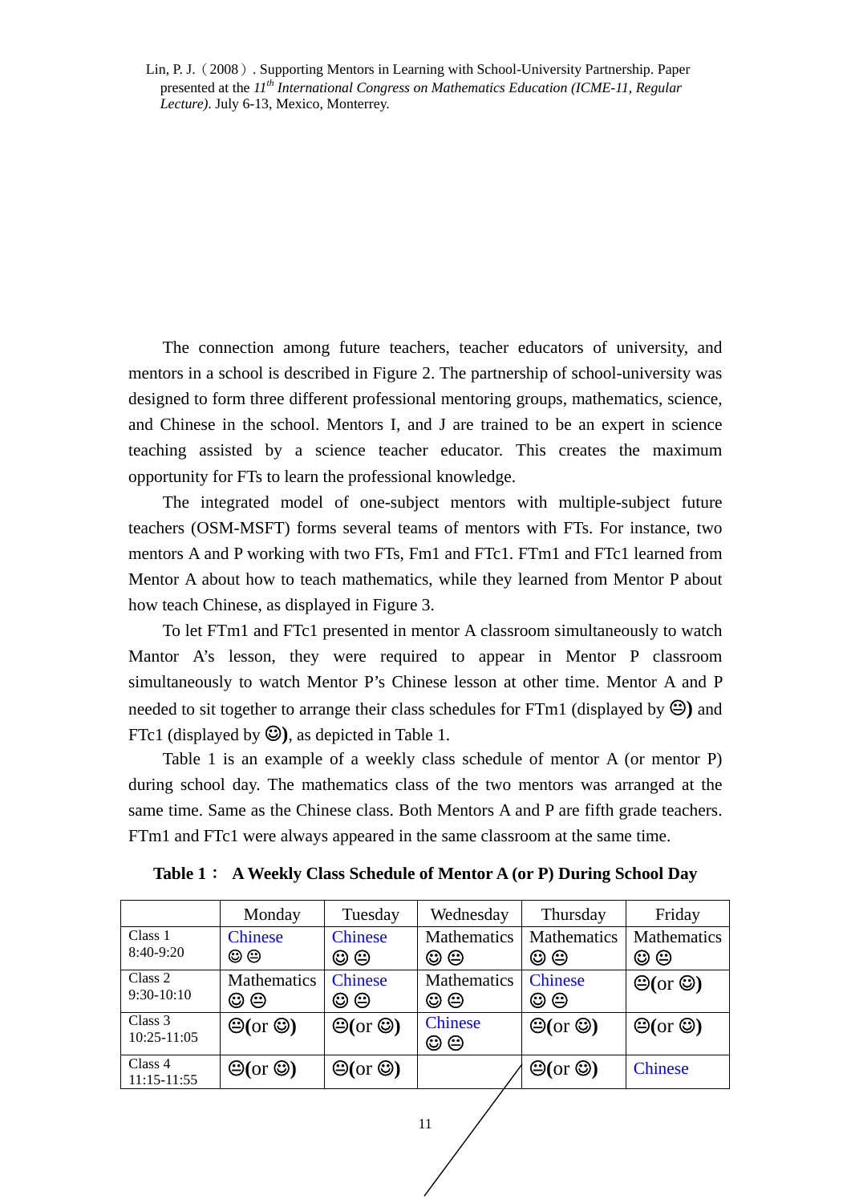The connection among future teachers, teacher educators of university, and mentors in a school is described in Figure 2. The partnership of school-university was designed to form three different professional mentoring groups, mathematics, science, and Chinese in the school. Mentors I, and J are trained to be an expert in science teaching assisted by a science teacher educator. This creates the maximum opportunity for FTs to learn the professional knowledge.

The integrated model of one-subject mentors with multiple-subject future teachers (OSM-MSFT) forms several teams of mentors with FTs. For instance, two mentors A and P working with two FTs, Fm1 and FTc1. FTm1 and FTc1 learned from Mentor A about how to teach mathematics, while they learned from Mentor P about how teach Chinese, as displayed in Figure 3.

To let FTm1 and FTc1 presented in mentor A classroom simultaneously to watch Mantor A's lesson, they were required to appear in Mentor P classroom simultaneously to watch Mentor P's Chinese lesson at other time. Mentor A and P needed to sit together to arrange their class schedules for FTm1 (displayed by 😐**)** and FTc1 (displayed by ☺**)**, as depicted in Table 1.

Table 1 is an example of a weekly class schedule of mentor A (or mentor P) during school day. The mathematics class of the two mentors was arranged at the same time. Same as the Chinese class. Both Mentors A and P are fifth grade teachers. FTm1 and FTc1 were always appeared in the same classroom at the same time.

**Table 1： A Weekly Class Schedule of Mentor A (or P) During School Day**

| | Monday | Tuesday | Wednesday | Thursday | Friday |
|---|---|---|---|---|---|
| Class 1 8:40-9:20 | Chinese ☺ 😐 | Chinese ☺ 😐 | Mathematics ☺ 😐 | Mathematics ☺ 😐 | Mathematics ☺ 😐 |
| Class 2 9:30-10:10 | Mathematics ☺ 😐 | Chinese ☺ 😐 | Mathematics ☺ 😐 | Chinese ☺ 😐 | 😐(or ☺) |
| Class 3 10:25-11:05 | 😐(or ☺) | 😐(or ☺) | Chinese ☺ 😐 | 😐(or ☺) | 😐(or ☺) |
| Class 4 11:15-11:55 | 😐(or ☺) | 😐(or ☺) | | 😐(or ☺) | Chinese |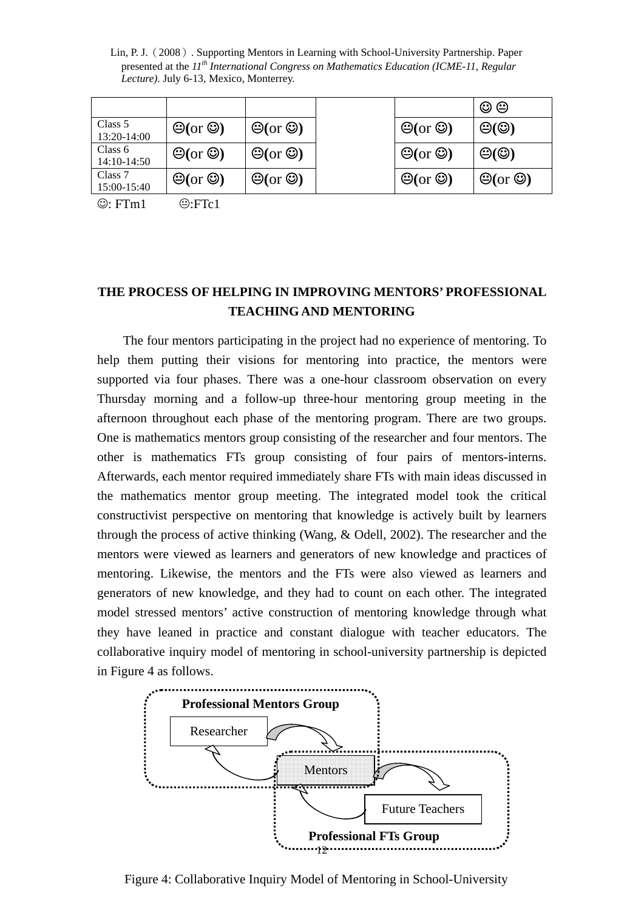| | | | | | ☺ 😐 |
|---|---|---|---|---|---|
| Class 5 13:20-14:00 | 😐(or ☺) | 😐(or ☺) | | 😐(or ☺) | 😐(☺) |
| Class 6 14:10-14:50 | 😐(or ☺) | 😐(or ☺) | | 😐(or ☺) | 😐(☺) |
| Class 7 15:00-15:40 | 😐(or ☺) | 😐(or ☺) | | 😐(or ☺) | 😐(or ☺) |

☺: FTm1 😐:FTc1

## THE PROCESS OF HELPING IN IMPROVING MENTORS' PROFESSIONAL TEACHING AND MENTORING

The four mentors participating in the project had no experience of mentoring. To help them putting their visions for mentoring into practice, the mentors were supported via four phases. There was a one-hour classroom observation on every Thursday morning and a follow-up three-hour mentoring group meeting in the afternoon throughout each phase of the mentoring program. There are two groups. One is mathematics mentors group consisting of the researcher and four mentors. The other is mathematics FTs group consisting of four pairs of mentors-interns. Afterwards, each mentor required immediately share FTs with main ideas discussed in the mathematics mentor group meeting. The integrated model took the critical constructivist perspective on mentoring that knowledge is actively built by learners through the process of active thinking (Wang, & Odell, 2002). The researcher and the mentors were viewed as learners and generators of new knowledge and practices of mentoring. Likewise, the mentors and the FTs were also viewed as learners and generators of new knowledge, and they had to count on each other. The integrated model stressed mentors' active construction of mentoring knowledge through what they have leaned in practice and constant dialogue with teacher educators. The collaborative inquiry model of mentoring in school-university partnership is depicted in Figure 4 as follows.

Professional Mentors Group

Researcher

Mentors

Future Teachers

Professional FTs Group

Figure 4: Collaborative Inquiry Model of Mentoring in School-University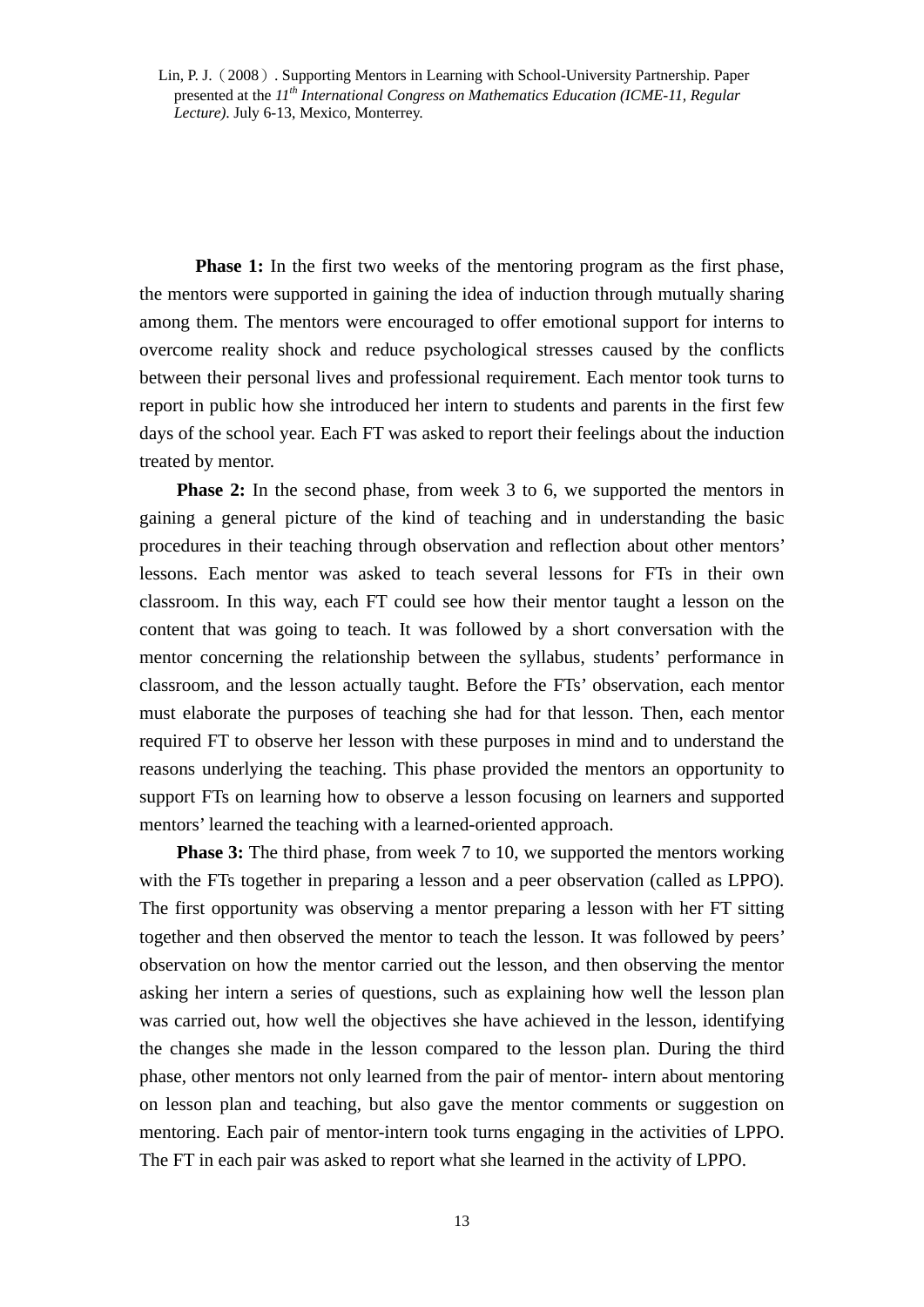**Phase 1:** In the first two weeks of the mentoring program as the first phase, the mentors were supported in gaining the idea of induction through mutually sharing among them. The mentors were encouraged to offer emotional support for interns to overcome reality shock and reduce psychological stresses caused by the conflicts between their personal lives and professional requirement. Each mentor took turns to report in public how she introduced her intern to students and parents in the first few days of the school year. Each FT was asked to report their feelings about the induction treated by mentor.

**Phase 2:** In the second phase, from week 3 to 6, we supported the mentors in gaining a general picture of the kind of teaching and in understanding the basic procedures in their teaching through observation and reflection about other mentors' lessons. Each mentor was asked to teach several lessons for FTs in their own classroom. In this way, each FT could see how their mentor taught a lesson on the content that was going to teach. It was followed by a short conversation with the mentor concerning the relationship between the syllabus, students' performance in classroom, and the lesson actually taught. Before the FTs' observation, each mentor must elaborate the purposes of teaching she had for that lesson. Then, each mentor required FT to observe her lesson with these purposes in mind and to understand the reasons underlying the teaching. This phase provided the mentors an opportunity to support FTs on learning how to observe a lesson focusing on learners and supported mentors' learned the teaching with a learned-oriented approach.

**Phase 3:** The third phase, from week 7 to 10, we supported the mentors working with the FTs together in preparing a lesson and a peer observation (called as LPPO). The first opportunity was observing a mentor preparing a lesson with her FT sitting together and then observed the mentor to teach the lesson. It was followed by peers' observation on how the mentor carried out the lesson, and then observing the mentor asking her intern a series of questions, such as explaining how well the lesson plan was carried out, how well the objectives she have achieved in the lesson, identifying the changes she made in the lesson compared to the lesson plan. During the third phase, other mentors not only learned from the pair of mentor- intern about mentoring on lesson plan and teaching, but also gave the mentor comments or suggestion on mentoring. Each pair of mentor-intern took turns engaging in the activities of LPPO. The FT in each pair was asked to report what she learned in the activity of LPPO.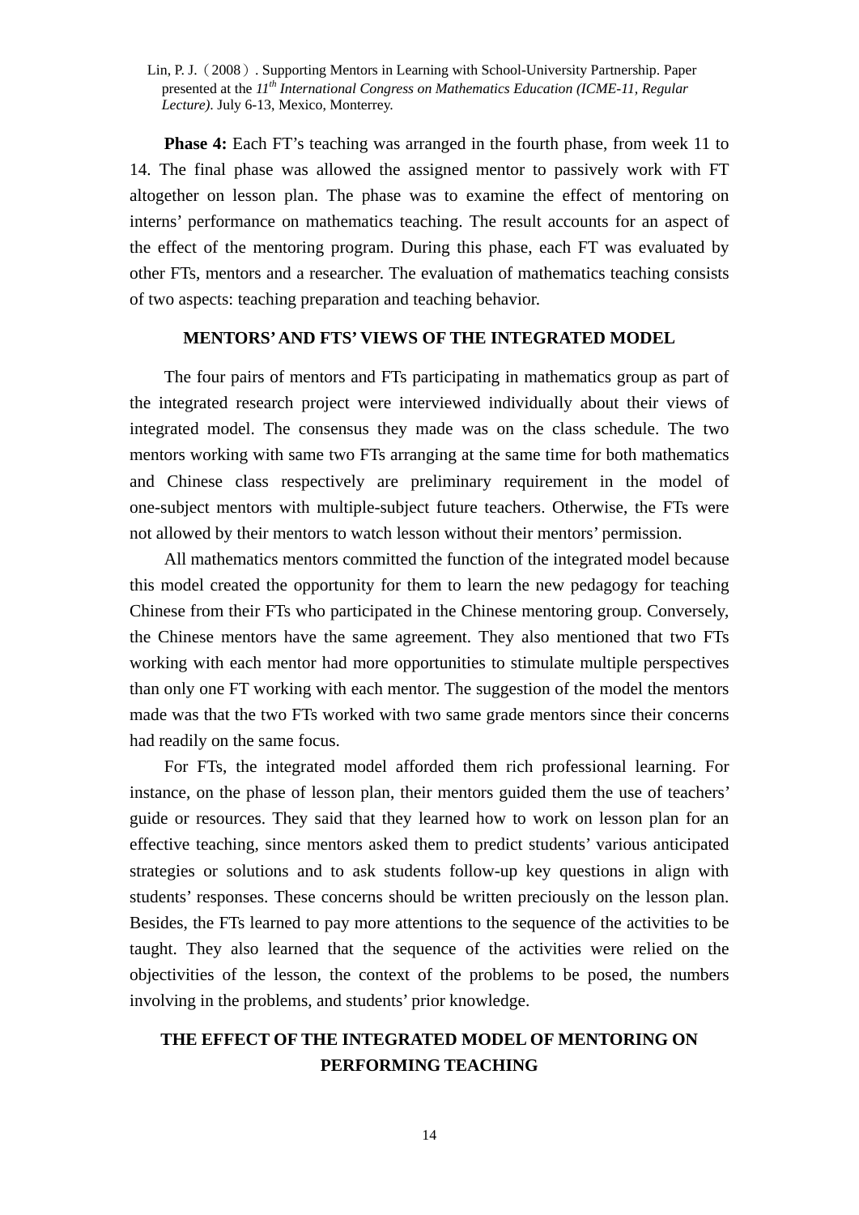**Phase 4:** Each FT's teaching was arranged in the fourth phase, from week 11 to 14. The final phase was allowed the assigned mentor to passively work with FT altogether on lesson plan. The phase was to examine the effect of mentoring on interns' performance on mathematics teaching. The result accounts for an aspect of the effect of the mentoring program. During this phase, each FT was evaluated by other FTs, mentors and a researcher. The evaluation of mathematics teaching consists of two aspects: teaching preparation and teaching behavior.

## MENTORS' AND FTS' VIEWS OF THE INTEGRATED MODEL

The four pairs of mentors and FTs participating in mathematics group as part of the integrated research project were interviewed individually about their views of integrated model. The consensus they made was on the class schedule. The two mentors working with same two FTs arranging at the same time for both mathematics and Chinese class respectively are preliminary requirement in the model of one-subject mentors with multiple-subject future teachers. Otherwise, the FTs were not allowed by their mentors to watch lesson without their mentors' permission.

All mathematics mentors committed the function of the integrated model because this model created the opportunity for them to learn the new pedagogy for teaching Chinese from their FTs who participated in the Chinese mentoring group. Conversely, the Chinese mentors have the same agreement. They also mentioned that two FTs working with each mentor had more opportunities to stimulate multiple perspectives than only one FT working with each mentor. The suggestion of the model the mentors made was that the two FTs worked with two same grade mentors since their concerns had readily on the same focus.

For FTs, the integrated model afforded them rich professional learning. For instance, on the phase of lesson plan, their mentors guided them the use of teachers' guide or resources. They said that they learned how to work on lesson plan for an effective teaching, since mentors asked them to predict students' various anticipated strategies or solutions and to ask students follow-up key questions in align with students' responses. These concerns should be written preciously on the lesson plan. Besides, the FTs learned to pay more attentions to the sequence of the activities to be taught. They also learned that the sequence of the activities were relied on the objectivities of the lesson, the context of the problems to be posed, the numbers involving in the problems, and students' prior knowledge.

## THE EFFECT OF THE INTEGRATED MODEL OF MENTORING ON PERFORMING TEACHING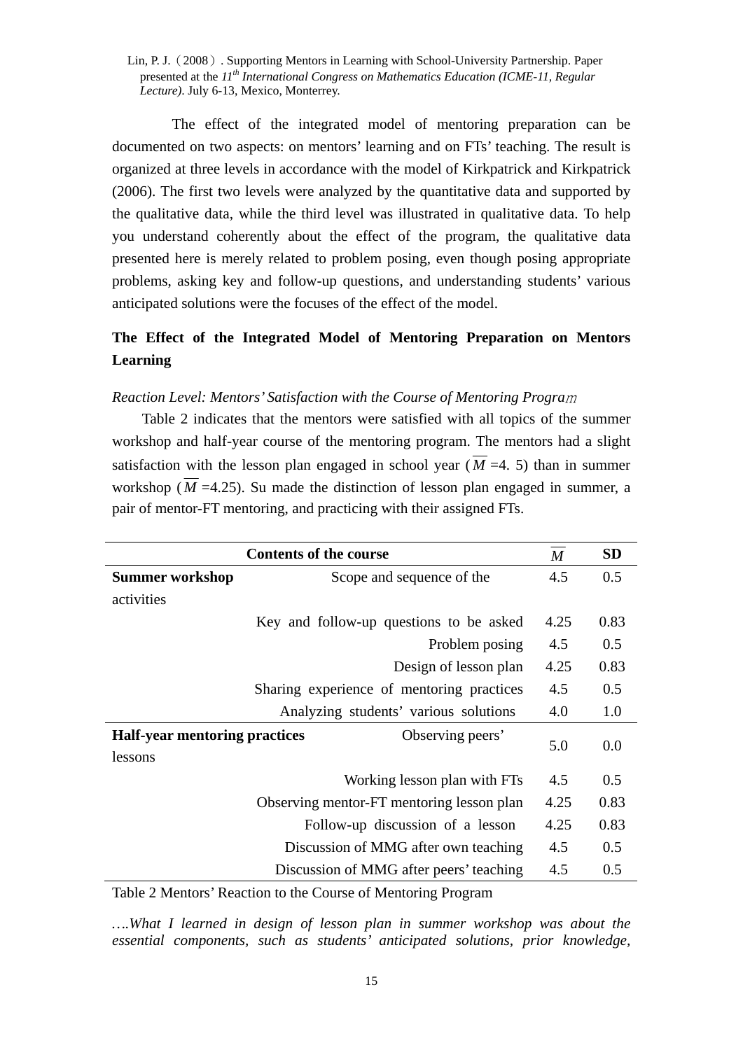The effect of the integrated model of mentoring preparation can be documented on two aspects: on mentors' learning and on FTs' teaching. The result is organized at three levels in accordance with the model of Kirkpatrick and Kirkpatrick (2006). The first two levels were analyzed by the quantitative data and supported by the qualitative data, while the third level was illustrated in qualitative data. To help you understand coherently about the effect of the program, the qualitative data presented here is merely related to problem posing, even though posing appropriate problems, asking key and follow-up questions, and understanding students' various anticipated solutions were the focuses of the effect of the model.

## The Effect of the Integrated Model of Mentoring Preparation on Mentors Learning

*Reaction Level: Mentors' Satisfaction with the Course of Mentoring Program*

Table 2 indicates that the mentors were satisfied with all topics of the summer workshop and half-year course of the mentoring program. The mentors had a slight satisfaction with the lesson plan engaged in school year ($\overline{M}$ =4. 5) than in summer workshop ($\overline{M}$ =4.25). Su made the distinction of lesson plan engaged in summer, a pair of mentor-FT mentoring, and practicing with their assigned FTs.

| Contents of the course | | $\overline{M}$ | SD |
|---|---|---|---|
| **Summer workshop activities** | Scope and sequence of the | 4.5 | 0.5 |
| | Key and follow-up questions to be asked | 4.25 | 0.83 |
| | Problem posing | 4.5 | 0.5 |
| | Design of lesson plan | 4.25 | 0.83 |
| | Sharing experience of mentoring practices | 4.5 | 0.5 |
| | Analyzing students' various solutions | 4.0 | 1.0 |
| **Half-year mentoring practices** | Observing peers' lessons | 5.0 | 0.0 |
| | Working lesson plan with FTs | 4.5 | 0.5 |
| | Observing mentor-FT mentoring lesson plan | 4.25 | 0.83 |
| | Follow-up discussion of a lesson | 4.25 | 0.83 |
| | Discussion of MMG after own teaching | 4.5 | 0.5 |
| | Discussion of MMG after peers' teaching | 4.5 | 0.5 |

Table 2 Mentors' Reaction to the Course of Mentoring Program

*….What I learned in design of lesson plan in summer workshop was about the essential components, such as students' anticipated solutions, prior knowledge,*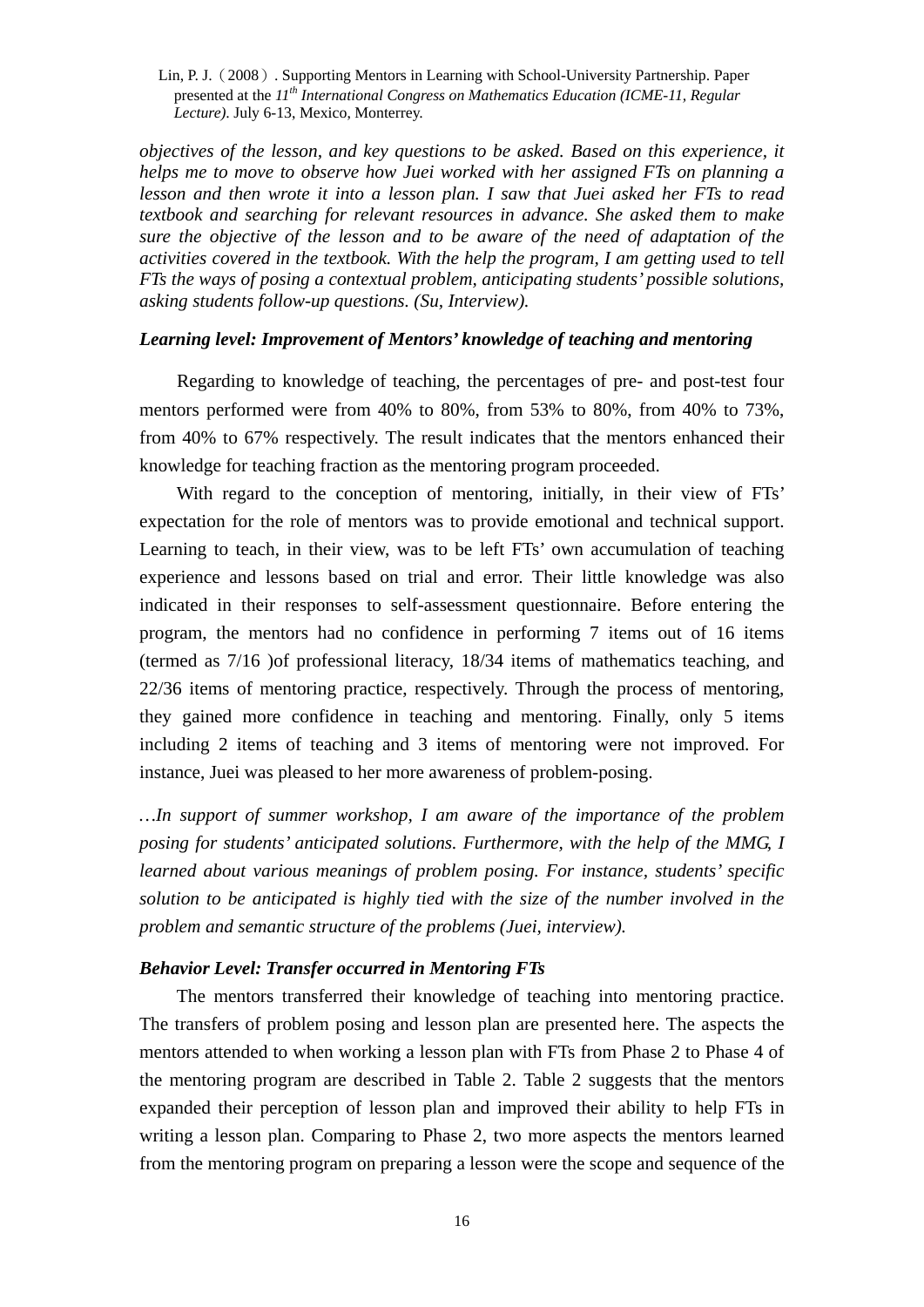*objectives of the lesson, and key questions to be asked. Based on this experience, it helps me to move to observe how Juei worked with her assigned FTs on planning a lesson and then wrote it into a lesson plan. I saw that Juei asked her FTs to read textbook and searching for relevant resources in advance. She asked them to make sure the objective of the lesson and to be aware of the need of adaptation of the activities covered in the textbook. With the help the program, I am getting used to tell FTs the ways of posing a contextual problem, anticipating students' possible solutions, asking students follow-up questions. (Su, Interview).*

***Learning level: Improvement of Mentors' knowledge of teaching and mentoring***

Regarding to knowledge of teaching, the percentages of pre- and post-test four mentors performed were from 40% to 80%, from 53% to 80%, from 40% to 73%, from 40% to 67% respectively. The result indicates that the mentors enhanced their knowledge for teaching fraction as the mentoring program proceeded.

With regard to the conception of mentoring, initially, in their view of FTs' expectation for the role of mentors was to provide emotional and technical support. Learning to teach, in their view, was to be left FTs' own accumulation of teaching experience and lessons based on trial and error. Their little knowledge was also indicated in their responses to self-assessment questionnaire. Before entering the program, the mentors had no confidence in performing 7 items out of 16 items (termed as 7/16 )of professional literacy, 18/34 items of mathematics teaching, and 22/36 items of mentoring practice, respectively. Through the process of mentoring, they gained more confidence in teaching and mentoring. Finally, only 5 items including 2 items of teaching and 3 items of mentoring were not improved. For instance, Juei was pleased to her more awareness of problem-posing.

*…In support of summer workshop, I am aware of the importance of the problem posing for students' anticipated solutions. Furthermore, with the help of the MMG, I learned about various meanings of problem posing. For instance, students' specific solution to be anticipated is highly tied with the size of the number involved in the problem and semantic structure of the problems (Juei, interview).*

***Behavior Level: Transfer occurred in Mentoring FTs***

The mentors transferred their knowledge of teaching into mentoring practice. The transfers of problem posing and lesson plan are presented here. The aspects the mentors attended to when working a lesson plan with FTs from Phase 2 to Phase 4 of the mentoring program are described in Table 2. Table 2 suggests that the mentors expanded their perception of lesson plan and improved their ability to help FTs in writing a lesson plan. Comparing to Phase 2, two more aspects the mentors learned from the mentoring program on preparing a lesson were the scope and sequence of the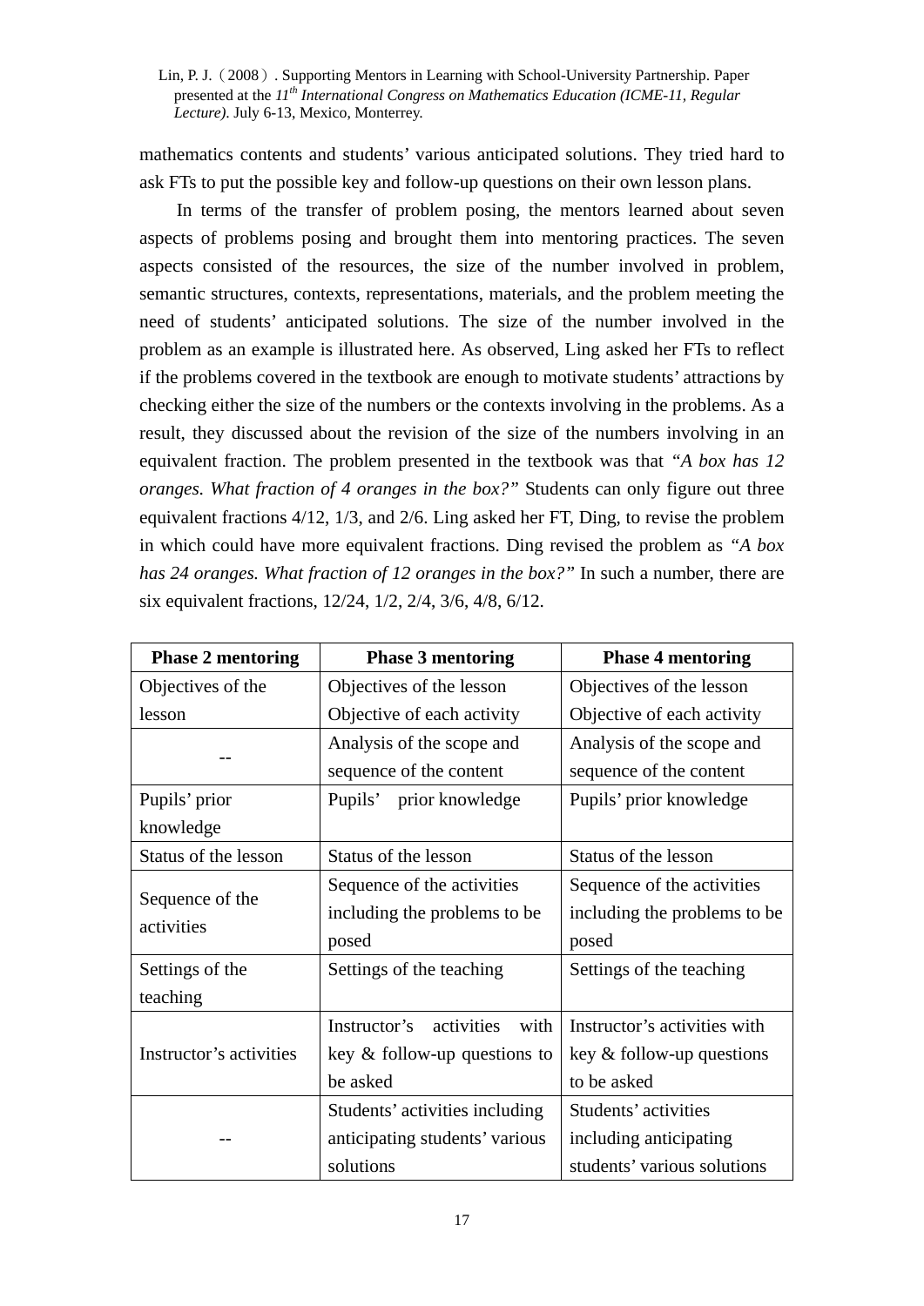mathematics contents and students' various anticipated solutions. They tried hard to ask FTs to put the possible key and follow-up questions on their own lesson plans.

In terms of the transfer of problem posing, the mentors learned about seven aspects of problems posing and brought them into mentoring practices. The seven aspects consisted of the resources, the size of the number involved in problem, semantic structures, contexts, representations, materials, and the problem meeting the need of students' anticipated solutions. The size of the number involved in the problem as an example is illustrated here. As observed, Ling asked her FTs to reflect if the problems covered in the textbook are enough to motivate students' attractions by checking either the size of the numbers or the contexts involving in the problems. As a result, they discussed about the revision of the size of the numbers involving in an equivalent fraction. The problem presented in the textbook was that *"A box has 12 oranges. What fraction of 4 oranges in the box?"* Students can only figure out three equivalent fractions 4/12, 1/3, and 2/6. Ling asked her FT, Ding, to revise the problem in which could have more equivalent fractions. Ding revised the problem as *"A box has 24 oranges. What fraction of 12 oranges in the box?"* In such a number, there are six equivalent fractions, 12/24, 1/2, 2/4, 3/6, 4/8, 6/12.

| **Phase 2 mentoring** | **Phase 3 mentoring** | **Phase 4 mentoring** |
|---|---|---|
| Objectives of the lesson | Objectives of the lesson<br>Objective of each activity | Objectives of the lesson<br>Objective of each activity |
| -- | Analysis of the scope and sequence of the content | Analysis of the scope and sequence of the content |
| Pupils' prior knowledge | Pupils' prior knowledge | Pupils' prior knowledge |
| Status of the lesson | Status of the lesson | Status of the lesson |
| Sequence of the activities | Sequence of the activities including the problems to be posed | Sequence of the activities including the problems to be posed |
| Settings of the teaching | Settings of the teaching | Settings of the teaching |
| Instructor's activities | Instructor's activities with key & follow-up questions to be asked | Instructor's activities with key & follow-up questions to be asked |
| -- | Students' activities including anticipating students' various solutions | Students' activities including anticipating students' various solutions |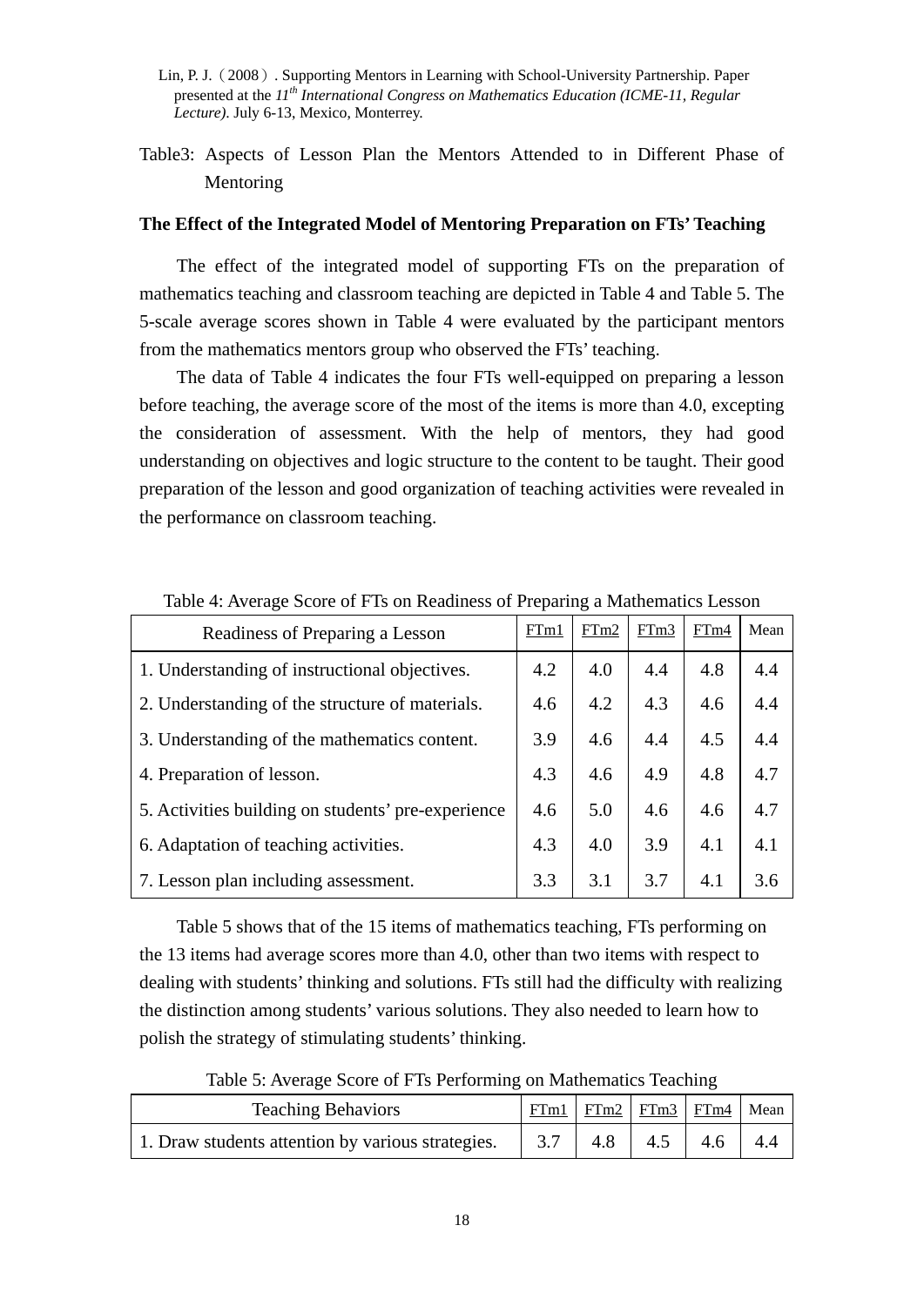Table3: Aspects of Lesson Plan the Mentors Attended to in Different Phase of Mentoring

**The Effect of the Integrated Model of Mentoring Preparation on FTs' Teaching**

The effect of the integrated model of supporting FTs on the preparation of mathematics teaching and classroom teaching are depicted in Table 4 and Table 5. The 5-scale average scores shown in Table 4 were evaluated by the participant mentors from the mathematics mentors group who observed the FTs' teaching.

The data of Table 4 indicates the four FTs well-equipped on preparing a lesson before teaching, the average score of the most of the items is more than 4.0, excepting the consideration of assessment. With the help of mentors, they had good understanding on objectives and logic structure to the content to be taught. Their good preparation of the lesson and good organization of teaching activities were revealed in the performance on classroom teaching.

Table 4: Average Score of FTs on Readiness of Preparing a Mathematics Lesson

| Readiness of Preparing a Lesson | FTm1 | FTm2 | FTm3 | FTm4 | Mean |
|---|---|---|---|---|---|
| 1. Understanding of instructional objectives. | 4.2 | 4.0 | 4.4 | 4.8 | 4.4 |
| 2. Understanding of the structure of materials. | 4.6 | 4.2 | 4.3 | 4.6 | 4.4 |
| 3. Understanding of the mathematics content. | 3.9 | 4.6 | 4.4 | 4.5 | 4.4 |
| 4. Preparation of lesson. | 4.3 | 4.6 | 4.9 | 4.8 | 4.7 |
| 5. Activities building on students' pre-experience | 4.6 | 5.0 | 4.6 | 4.6 | 4.7 |
| 6. Adaptation of teaching activities. | 4.3 | 4.0 | 3.9 | 4.1 | 4.1 |
| 7. Lesson plan including assessment. | 3.3 | 3.1 | 3.7 | 4.1 | 3.6 |

Table 5 shows that of the 15 items of mathematics teaching, FTs performing on the 13 items had average scores more than 4.0, other than two items with respect to dealing with students' thinking and solutions. FTs still had the difficulty with realizing the distinction among students' various solutions. They also needed to learn how to polish the strategy of stimulating students' thinking.

Table 5: Average Score of FTs Performing on Mathematics Teaching

| Teaching Behaviors | FTm1 | FTm2 | FTm3 | FTm4 | Mean |
|---|---|---|---|---|---|
| 1. Draw students attention by various strategies. | 3.7 | 4.8 | 4.5 | 4.6 | 4.4 |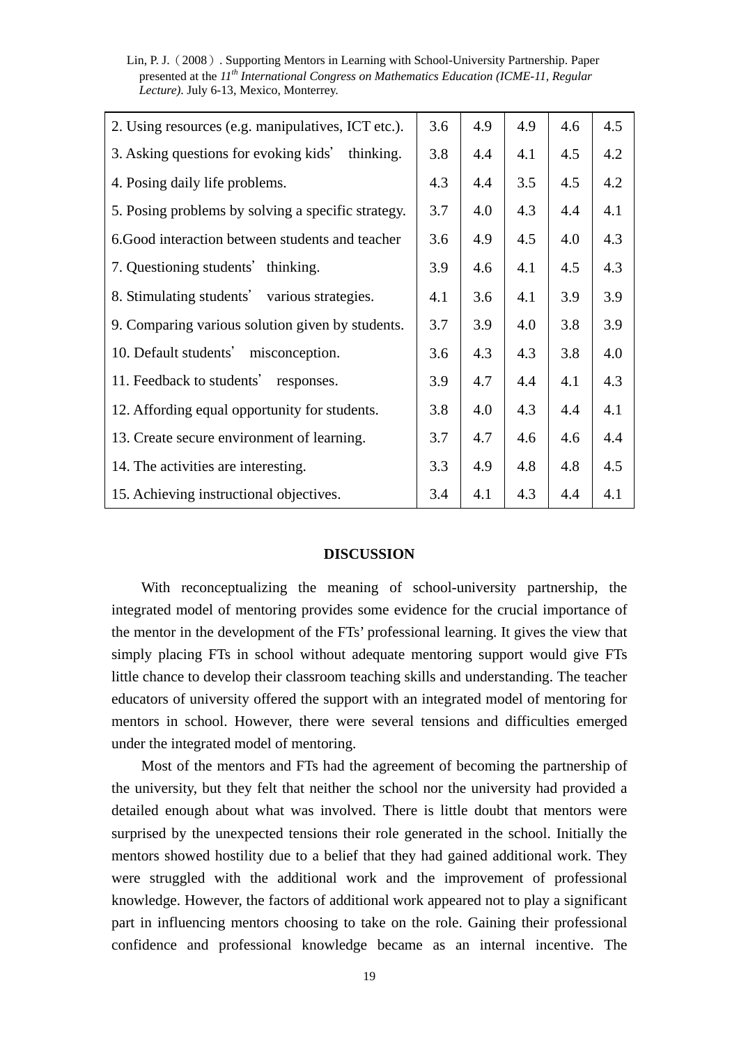| | | | | | |
|---|---|---|---|---|---|
| 2. Using resources (e.g. manipulatives, ICT etc.). | 3.6 | 4.9 | 4.9 | 4.6 | 4.5 |
| 3. Asking questions for evoking kids' thinking. | 3.8 | 4.4 | 4.1 | 4.5 | 4.2 |
| 4. Posing daily life problems. | 4.3 | 4.4 | 3.5 | 4.5 | 4.2 |
| 5. Posing problems by solving a specific strategy. | 3.7 | 4.0 | 4.3 | 4.4 | 4.1 |
| 6.Good interaction between students and teacher | 3.6 | 4.9 | 4.5 | 4.0 | 4.3 |
| 7. Questioning students' thinking. | 3.9 | 4.6 | 4.1 | 4.5 | 4.3 |
| 8. Stimulating students' various strategies. | 4.1 | 3.6 | 4.1 | 3.9 | 3.9 |
| 9. Comparing various solution given by students. | 3.7 | 3.9 | 4.0 | 3.8 | 3.9 |
| 10. Default students' misconception. | 3.6 | 4.3 | 4.3 | 3.8 | 4.0 |
| 11. Feedback to students' responses. | 3.9 | 4.7 | 4.4 | 4.1 | 4.3 |
| 12. Affording equal opportunity for students. | 3.8 | 4.0 | 4.3 | 4.4 | 4.1 |
| 13. Create secure environment of learning. | 3.7 | 4.7 | 4.6 | 4.6 | 4.4 |
| 14. The activities are interesting. | 3.3 | 4.9 | 4.8 | 4.8 | 4.5 |
| 15. Achieving instructional objectives. | 3.4 | 4.1 | 4.3 | 4.4 | 4.1 |

## DISCUSSION

With reconceptualizing the meaning of school-university partnership, the integrated model of mentoring provides some evidence for the crucial importance of the mentor in the development of the FTs' professional learning. It gives the view that simply placing FTs in school without adequate mentoring support would give FTs little chance to develop their classroom teaching skills and understanding. The teacher educators of university offered the support with an integrated model of mentoring for mentors in school. However, there were several tensions and difficulties emerged under the integrated model of mentoring.

Most of the mentors and FTs had the agreement of becoming the partnership of the university, but they felt that neither the school nor the university had provided a detailed enough about what was involved. There is little doubt that mentors were surprised by the unexpected tensions their role generated in the school. Initially the mentors showed hostility due to a belief that they had gained additional work. They were struggled with the additional work and the improvement of professional knowledge. However, the factors of additional work appeared not to play a significant part in influencing mentors choosing to take on the role. Gaining their professional confidence and professional knowledge became as an internal incentive. The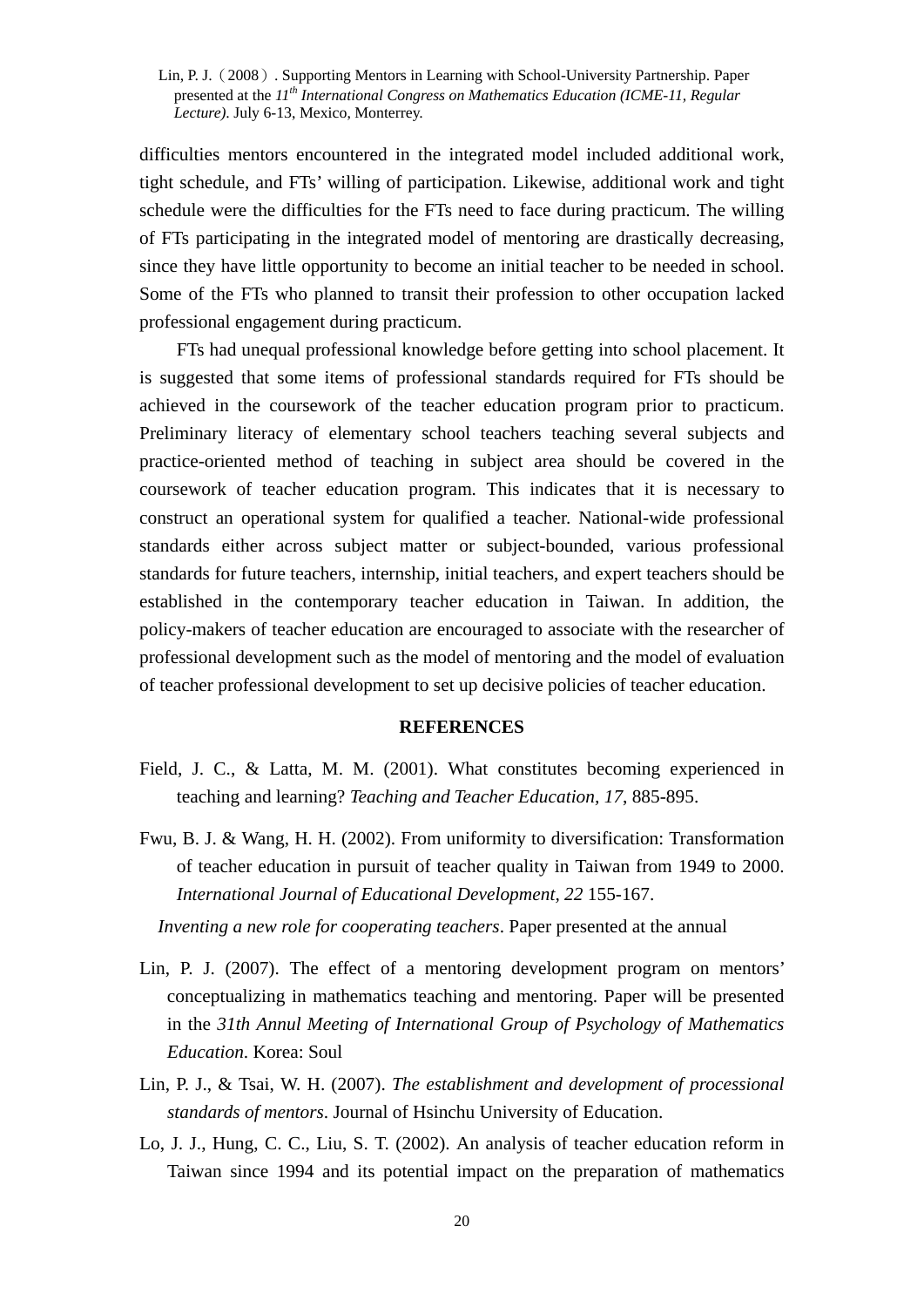difficulties mentors encountered in the integrated model included additional work, tight schedule, and FTs' willing of participation. Likewise, additional work and tight schedule were the difficulties for the FTs need to face during practicum. The willing of FTs participating in the integrated model of mentoring are drastically decreasing, since they have little opportunity to become an initial teacher to be needed in school. Some of the FTs who planned to transit their profession to other occupation lacked professional engagement during practicum.

FTs had unequal professional knowledge before getting into school placement. It is suggested that some items of professional standards required for FTs should be achieved in the coursework of the teacher education program prior to practicum. Preliminary literacy of elementary school teachers teaching several subjects and practice-oriented method of teaching in subject area should be covered in the coursework of teacher education program. This indicates that it is necessary to construct an operational system for qualified a teacher. National-wide professional standards either across subject matter or subject-bounded, various professional standards for future teachers, internship, initial teachers, and expert teachers should be established in the contemporary teacher education in Taiwan. In addition, the policy-makers of teacher education are encouraged to associate with the researcher of professional development such as the model of mentoring and the model of evaluation of teacher professional development to set up decisive policies of teacher education.

## REFERENCES

Field, J. C., & Latta, M. M. (2001). What constitutes becoming experienced in teaching and learning? *Teaching and Teacher Education, 17*, 885-895.

Fwu, B. J. & Wang, H. H. (2002). From uniformity to diversification: Transformation of teacher education in pursuit of teacher quality in Taiwan from 1949 to 2000. *International Journal of Educational Development, 22* 155-167.

*Inventing a new role for cooperating teachers*. Paper presented at the annual

Lin, P. J. (2007). The effect of a mentoring development program on mentors' conceptualizing in mathematics teaching and mentoring. Paper will be presented in the *31th Annul Meeting of International Group of Psychology of Mathematics Education*. Korea: Soul

Lin, P. J., & Tsai, W. H. (2007). *The establishment and development of processional standards of mentors*. Journal of Hsinchu University of Education.

Lo, J. J., Hung, C. C., Liu, S. T. (2002). An analysis of teacher education reform in Taiwan since 1994 and its potential impact on the preparation of mathematics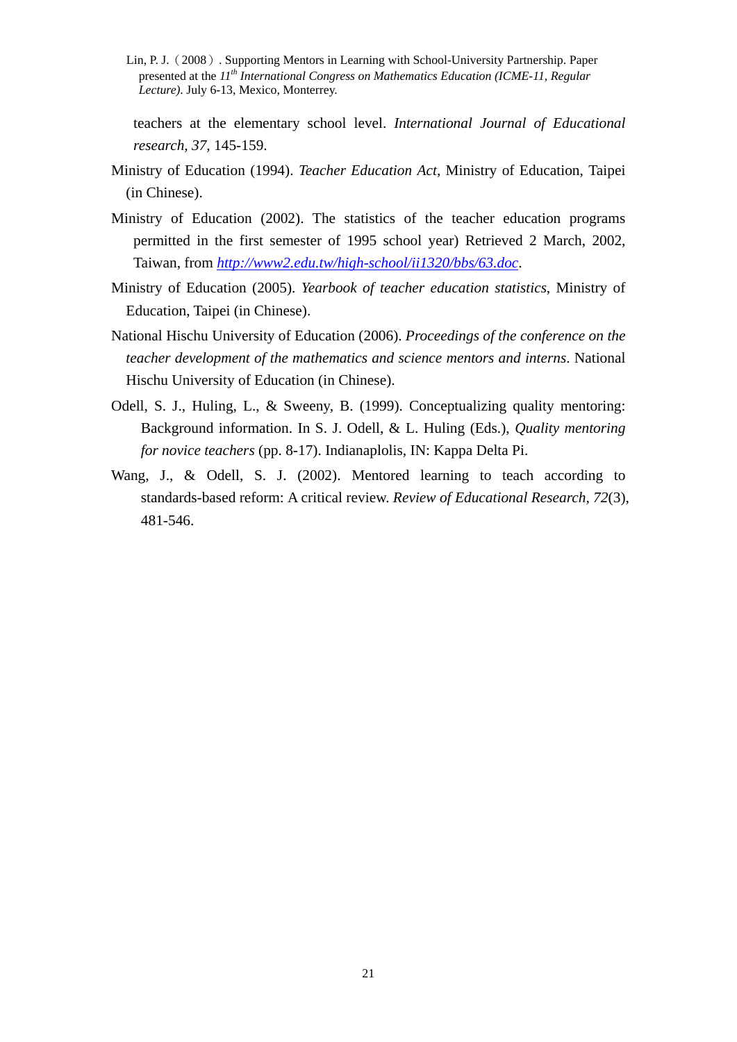teachers at the elementary school level. *International Journal of Educational research, 37*, 145-159.

Ministry of Education (1994). *Teacher Education Act*, Ministry of Education, Taipei (in Chinese).

Ministry of Education (2002). The statistics of the teacher education programs permitted in the first semester of 1995 school year) Retrieved 2 March, 2002, Taiwan, from http://www2.edu.tw/high-school/ii1320/bbs/63.doc.

Ministry of Education (2005). *Yearbook of teacher education statistics*, Ministry of Education, Taipei (in Chinese).

National Hischu University of Education (2006). *Proceedings of the conference on the teacher development of the mathematics and science mentors and interns*. National Hischu University of Education (in Chinese).

Odell, S. J., Huling, L., & Sweeny, B. (1999). Conceptualizing quality mentoring: Background information. In S. J. Odell, & L. Huling (Eds.), *Quality mentoring for novice teachers* (pp. 8-17). Indianaplolis, IN: Kappa Delta Pi.

Wang, J., & Odell, S. J. (2002). Mentored learning to teach according to standards-based reform: A critical review. *Review of Educational Research*, *72*(3), 481-546.